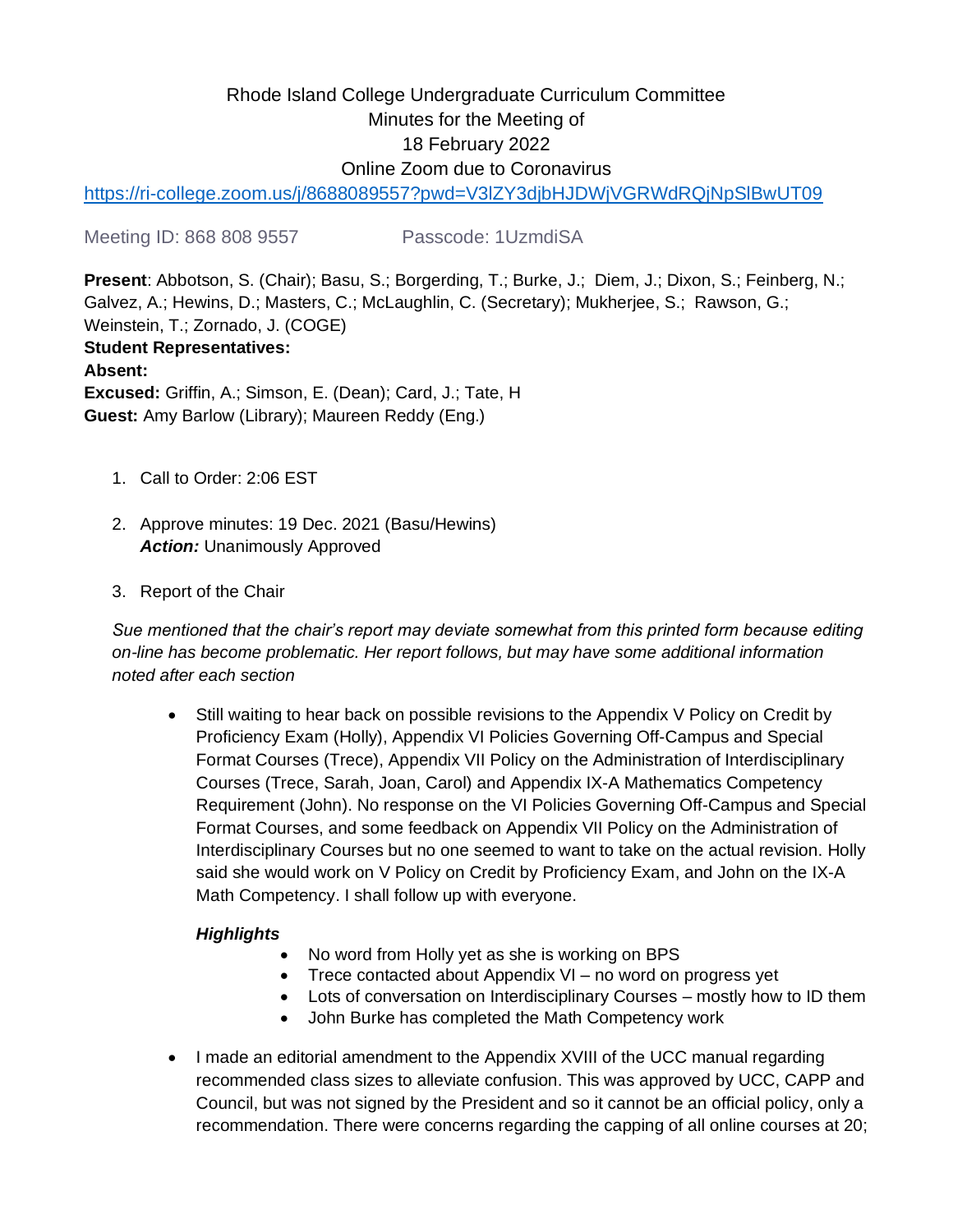Rhode Island College Undergraduate Curriculum Committee
Minutes for the Meeting of
18 February 2022
Online Zoom due to Coronavirus

https://ri-college.zoom.us/j/8688089557?pwd=V3lZY3djbHJDWjVGRWdRQjNpSlBwUT09

Meeting ID: 868 808 9557 Passcode: 1UzmdiSA

**Present**: Abbotson, S. (Chair); Basu, S.; Borgerding, T.; Burke, J.; Diem, J.; Dixon, S.; Feinberg, N.; Galvez, A.; Hewins, D.; Masters, C.; McLaughlin, C. (Secretary); Mukherjee, S.; Rawson, G.; Weinstein, T.; Zornado, J. (COGE)
**Student Representatives:**
**Absent:**
**Excused:** Griffin, A.; Simson, E. (Dean); Card, J.; Tate, H
**Guest:** Amy Barlow (Library); Maureen Reddy (Eng.)

1. Call to Order: 2:06 EST

2. Approve minutes: 19 Dec. 2021 (Basu/Hewins)
   ***Action:*** Unanimously Approved

3. Report of the Chair

*Sue mentioned that the chair's report may deviate somewhat from this printed form because editing on-line has become problematic. Her report follows, but may have some additional information noted after each section*

- Still waiting to hear back on possible revisions to the Appendix V Policy on Credit by Proficiency Exam (Holly), Appendix VI Policies Governing Off-Campus and Special Format Courses (Trece), Appendix VII Policy on the Administration of Interdisciplinary Courses (Trece, Sarah, Joan, Carol) and Appendix IX-A Mathematics Competency Requirement (John). No response on the VI Policies Governing Off-Campus and Special Format Courses, and some feedback on Appendix VII Policy on the Administration of Interdisciplinary Courses but no one seemed to want to take on the actual revision. Holly said she would work on V Policy on Credit by Proficiency Exam, and John on the IX-A Math Competency. I shall follow up with everyone.

  ***Highlights***
  - No word from Holly yet as she is working on BPS
  - Trece contacted about Appendix VI – no word on progress yet
  - Lots of conversation on Interdisciplinary Courses – mostly how to ID them
  - John Burke has completed the Math Competency work

- I made an editorial amendment to the Appendix XVIII of the UCC manual regarding recommended class sizes to alleviate confusion. This was approved by UCC, CAPP and Council, but was not signed by the President and so it cannot be an official policy, only a recommendation. There were concerns regarding the capping of all online courses at 20;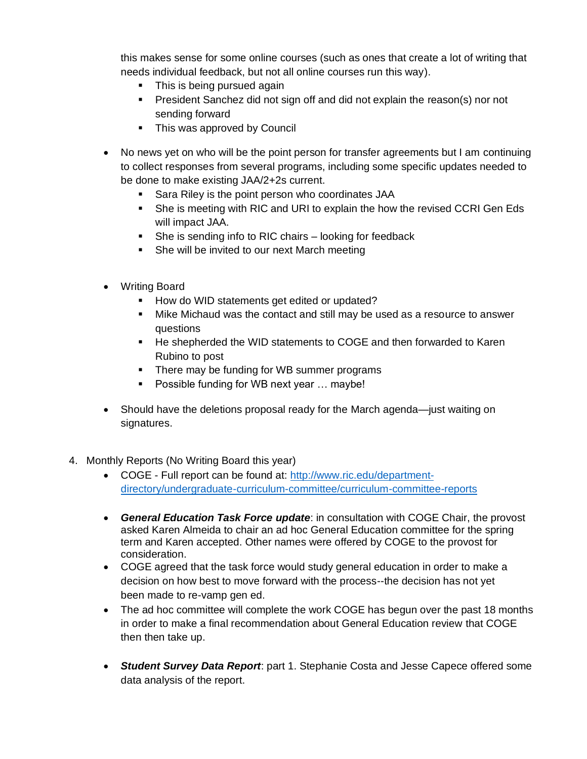this makes sense for some online courses (such as ones that create a lot of writing that needs individual feedback, but not all online courses run this way).

  - This is being pursued again
  - President Sanchez did not sign off and did not explain the reason(s) nor not sending forward
  - This was approved by Council

- No news yet on who will be the point person for transfer agreements but I am continuing to collect responses from several programs, including some specific updates needed to be done to make existing JAA/2+2s current.
  - Sara Riley is the point person who coordinates JAA
  - She is meeting with RIC and URI to explain the how the revised CCRI Gen Eds will impact JAA.
  - She is sending info to RIC chairs – looking for feedback
  - She will be invited to our next March meeting

- Writing Board
  - How do WID statements get edited or updated?
  - Mike Michaud was the contact and still may be used as a resource to answer questions
  - He shepherded the WID statements to COGE and then forwarded to Karen Rubino to post
  - There may be funding for WB summer programs
  - Possible funding for WB next year … maybe!

- Should have the deletions proposal ready for the March agenda—just waiting on signatures.

4. Monthly Reports (No Writing Board this year)
   - COGE - Full report can be found at: [http://www.ric.edu/department-directory/undergraduate-curriculum-committee/curriculum-committee-reports](http://www.ric.edu/department-directory/undergraduate-curriculum-committee/curriculum-committee-reports)

   - ***General Education Task Force update***: in consultation with COGE Chair, the provost asked Karen Almeida to chair an ad hoc General Education committee for the spring term and Karen accepted. Other names were offered by COGE to the provost for consideration.
   - COGE agreed that the task force would study general education in order to make a decision on how best to move forward with the process--the decision has not yet been made to re-vamp gen ed.
   - The ad hoc committee will complete the work COGE has begun over the past 18 months in order to make a final recommendation about General Education review that COGE then then take up.

   - ***Student Survey Data Report***: part 1. Stephanie Costa and Jesse Capece offered some data analysis of the report.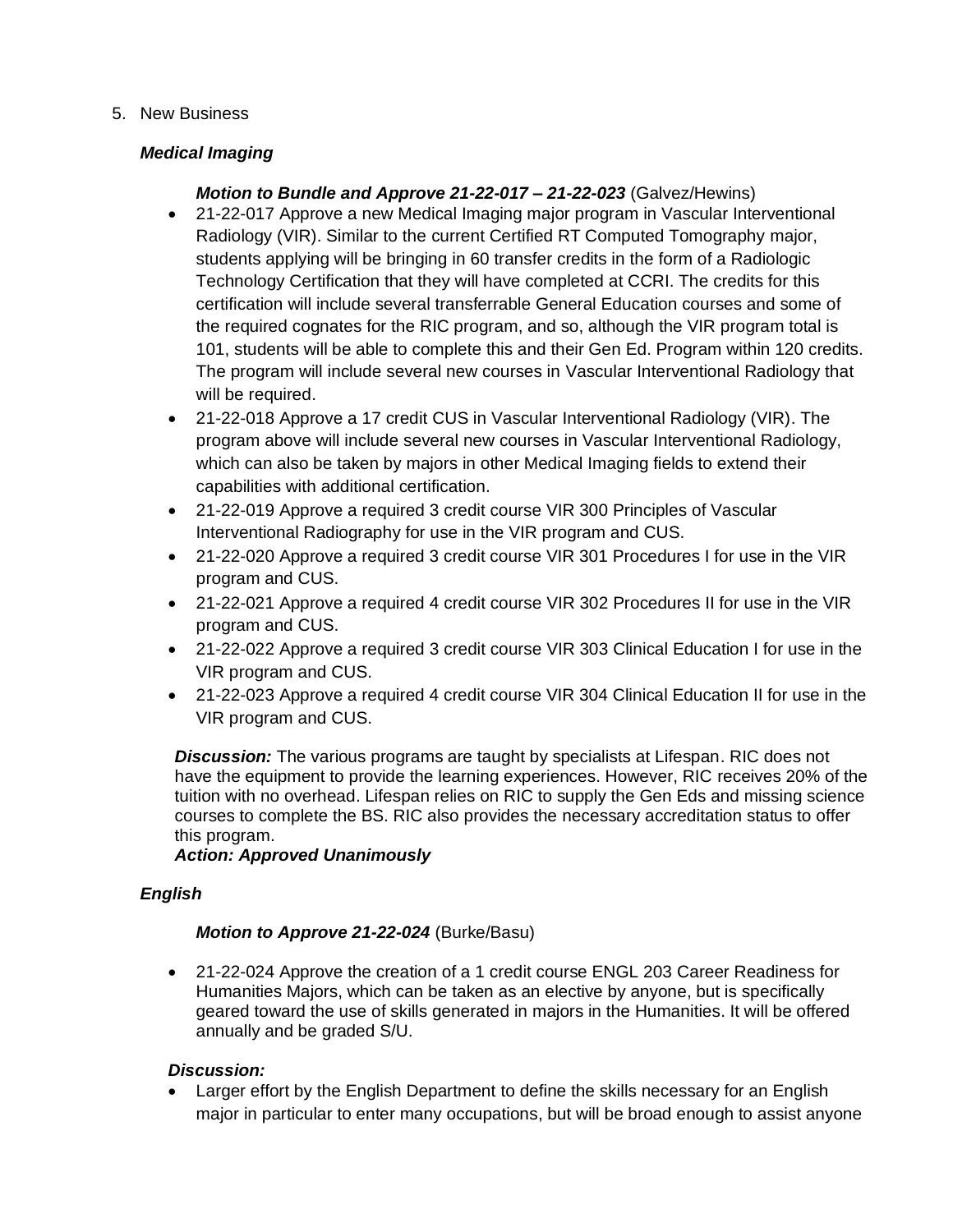5. New Business

***Medical Imaging***

***Motion to Bundle and Approve 21-22-017 – 21-22-023*** (Galvez/Hewins)

- 21-22-017 Approve a new Medical Imaging major program in Vascular Interventional Radiology (VIR). Similar to the current Certified RT Computed Tomography major, students applying will be bringing in 60 transfer credits in the form of a Radiologic Technology Certification that they will have completed at CCRI. The credits for this certification will include several transferrable General Education courses and some of the required cognates for the RIC program, and so, although the VIR program total is 101, students will be able to complete this and their Gen Ed. Program within 120 credits. The program will include several new courses in Vascular Interventional Radiology that will be required.
- 21-22-018 Approve a 17 credit CUS in Vascular Interventional Radiology (VIR). The program above will include several new courses in Vascular Interventional Radiology, which can also be taken by majors in other Medical Imaging fields to extend their capabilities with additional certification.
- 21-22-019 Approve a required 3 credit course VIR 300 Principles of Vascular Interventional Radiography for use in the VIR program and CUS.
- 21-22-020 Approve a required 3 credit course VIR 301 Procedures I for use in the VIR program and CUS.
- 21-22-021 Approve a required 4 credit course VIR 302 Procedures II for use in the VIR program and CUS.
- 21-22-022 Approve a required 3 credit course VIR 303 Clinical Education I for use in the VIR program and CUS.
- 21-22-023 Approve a required 4 credit course VIR 304 Clinical Education II for use in the VIR program and CUS.

***Discussion:*** The various programs are taught by specialists at Lifespan. RIC does not have the equipment to provide the learning experiences. However, RIC receives 20% of the tuition with no overhead. Lifespan relies on RIC to supply the Gen Eds and missing science courses to complete the BS. RIC also provides the necessary accreditation status to offer this program.
***Action: Approved Unanimously***

***English***

***Motion to Approve 21-22-024*** (Burke/Basu)

- 21-22-024 Approve the creation of a 1 credit course ENGL 203 Career Readiness for Humanities Majors, which can be taken as an elective by anyone, but is specifically geared toward the use of skills generated in majors in the Humanities. It will be offered annually and be graded S/U.

***Discussion:***

- Larger effort by the English Department to define the skills necessary for an English major in particular to enter many occupations, but will be broad enough to assist anyone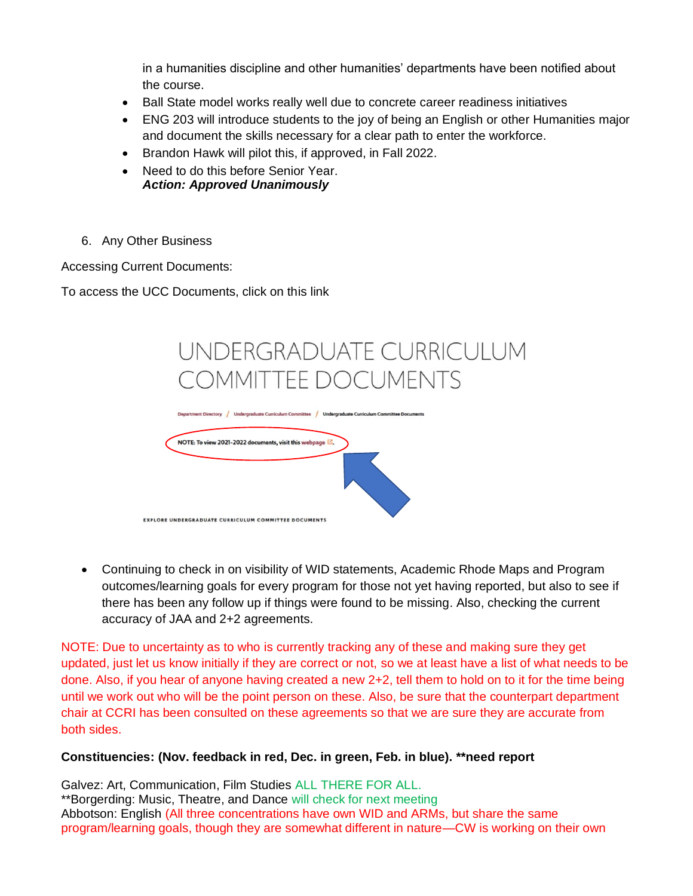in a humanities discipline and other humanities' departments have been notified about the course.

- Ball State model works really well due to concrete career readiness initiatives
- ENG 203 will introduce students to the joy of being an English or other Humanities major and document the skills necessary for a clear path to enter the workforce.
- Brandon Hawk will pilot this, if approved, in Fall 2022.
- Need to do this before Senior Year.
  ***Action: Approved Unanimously***

6. Any Other Business

Accessing Current Documents:

To access the UCC Documents, click on this link

UNDERGRADUATE CURRICULUM COMMITTEE DOCUMENTS

Department Directory / Undergraduate Curriculum Committee / Undergraduate Curriculum Committee Documents

NOTE: To view 2021-2022 documents, visit this webpage.

EXPLORE UNDERGRADUATE CURRICULUM COMMITTEE DOCUMENTS

- Continuing to check in on visibility of WID statements, Academic Rhode Maps and Program outcomes/learning goals for every program for those not yet having reported, but also to see if there has been any follow up if things were found to be missing. Also, checking the current accuracy of JAA and 2+2 agreements.

NOTE: Due to uncertainty as to who is currently tracking any of these and making sure they get updated, just let us know initially if they are correct or not, so we at least have a list of what needs to be done. Also, if you hear of anyone having created a new 2+2, tell them to hold on to it for the time being until we work out who will be the point person on these. Also, be sure that the counterpart department chair at CCRI has been consulted on these agreements so that we are sure they are accurate from both sides.

**Constituencies: (Nov. feedback in red, Dec. in green, Feb. in blue). **need report**

Galvez: Art, Communication, Film Studies ALL THERE FOR ALL.
**Borgerding: Music, Theatre, and Dance will check for next meeting
Abbotson: English (All three concentrations have own WID and ARMs, but share the same program/learning goals, though they are somewhat different in nature—CW is working on their own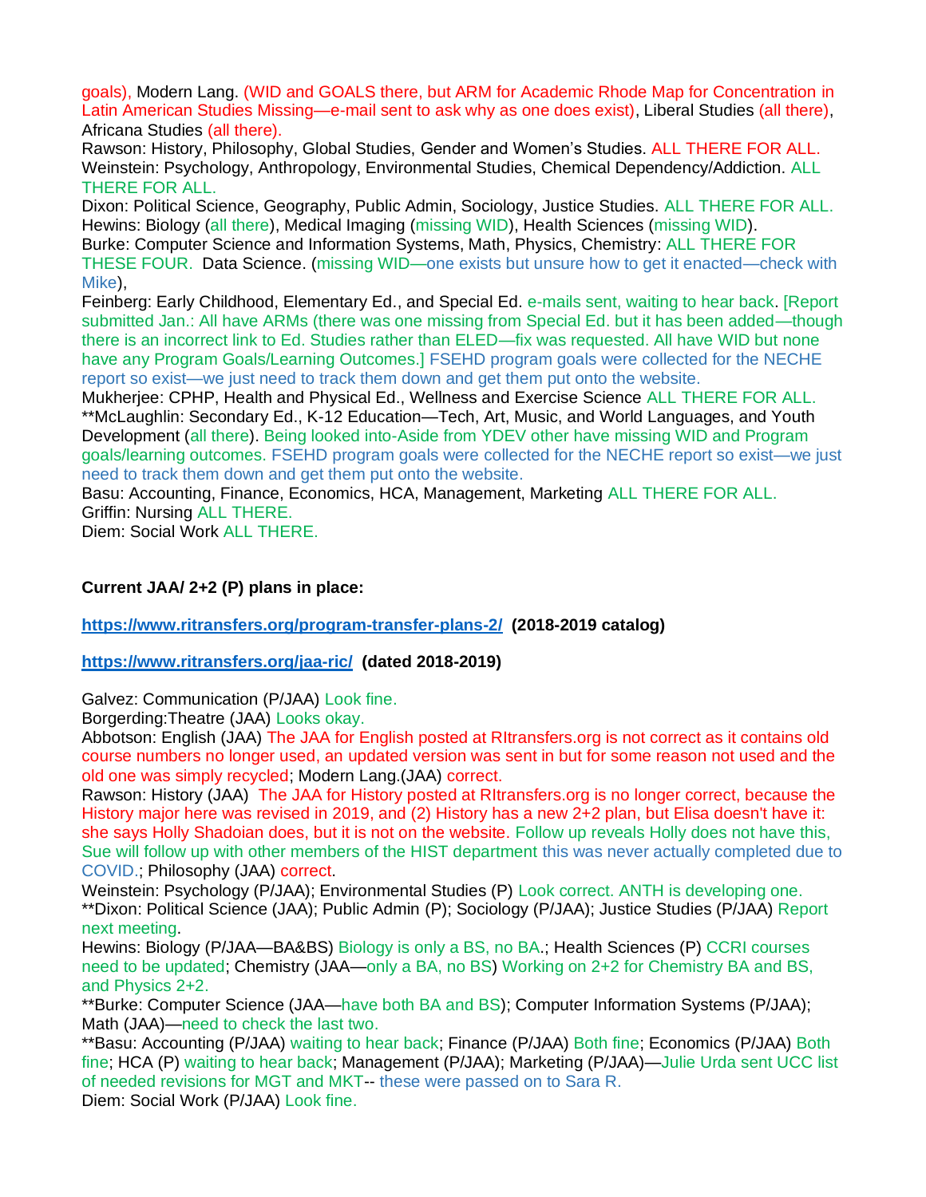goals), Modern Lang. (WID and GOALS there, but ARM for Academic Rhode Map for Concentration in Latin American Studies Missing—e-mail sent to ask why as one does exist), Liberal Studies (all there), Africana Studies (all there).
Rawson: History, Philosophy, Global Studies, Gender and Women's Studies. ALL THERE FOR ALL.
Weinstein: Psychology, Anthropology, Environmental Studies, Chemical Dependency/Addiction. ALL THERE FOR ALL.
Dixon: Political Science, Geography, Public Admin, Sociology, Justice Studies. ALL THERE FOR ALL.
Hewins: Biology (all there), Medical Imaging (missing WID), Health Sciences (missing WID).
Burke: Computer Science and Information Systems, Math, Physics, Chemistry: ALL THERE FOR THESE FOUR. Data Science. (missing WID—one exists but unsure how to get it enacted—check with Mike),
Feinberg: Early Childhood, Elementary Ed., and Special Ed. e-mails sent, waiting to hear back. [Report submitted Jan.: All have ARMs (there was one missing from Special Ed. but it has been added—though there is an incorrect link to Ed. Studies rather than ELED—fix was requested. All have WID but none have any Program Goals/Learning Outcomes.] FSEHD program goals were collected for the NECHE report so exist—we just need to track them down and get them put onto the website.
Mukherjee: CPHP, Health and Physical Ed., Wellness and Exercise Science ALL THERE FOR ALL.
**McLaughlin: Secondary Ed., K-12 Education—Tech, Art, Music, and World Languages, and Youth Development (all there). Being looked into-Aside from YDEV other have missing WID and Program goals/learning outcomes. FSEHD program goals were collected for the NECHE report so exist—we just need to track them down and get them put onto the website.
Basu: Accounting, Finance, Economics, HCA, Management, Marketing ALL THERE FOR ALL.
Griffin: Nursing ALL THERE.
Diem: Social Work ALL THERE.

**Current JAA/ 2+2 (P) plans in place:**

**https://www.ritransfers.org/program-transfer-plans-2/ (2018-2019 catalog)**

**https://www.ritransfers.org/jaa-ric/ (dated 2018-2019)**

Galvez: Communication (P/JAA) Look fine.
Borgerding:Theatre (JAA) Looks okay.
Abbotson: English (JAA) The JAA for English posted at RItransfers.org is not correct as it contains old course numbers no longer used, an updated version was sent in but for some reason not used and the old one was simply recycled; Modern Lang.(JAA) correct.
Rawson: History (JAA) The JAA for History posted at RItransfers.org is no longer correct, because the History major here was revised in 2019, and (2) History has a new 2+2 plan, but Elisa doesn't have it: she says Holly Shadoian does, but it is not on the website. Follow up reveals Holly does not have this, Sue will follow up with other members of the HIST department this was never actually completed due to COVID.; Philosophy (JAA) correct.
Weinstein: Psychology (P/JAA); Environmental Studies (P) Look correct. ANTH is developing one.
**Dixon: Political Science (JAA); Public Admin (P); Sociology (P/JAA); Justice Studies (P/JAA) Report next meeting.
Hewins: Biology (P/JAA—BA&BS) Biology is only a BS, no BA.; Health Sciences (P) CCRI courses need to be updated; Chemistry (JAA—only a BA, no BS) Working on 2+2 for Chemistry BA and BS, and Physics 2+2.
**Burke: Computer Science (JAA—have both BA and BS); Computer Information Systems (P/JAA); Math (JAA)—need to check the last two.
**Basu: Accounting (P/JAA) waiting to hear back; Finance (P/JAA) Both fine; Economics (P/JAA) Both fine; HCA (P) waiting to hear back; Management (P/JAA); Marketing (P/JAA)—Julie Urda sent UCC list of needed revisions for MGT and MKT-- these were passed on to Sara R.
Diem: Social Work (P/JAA) Look fine.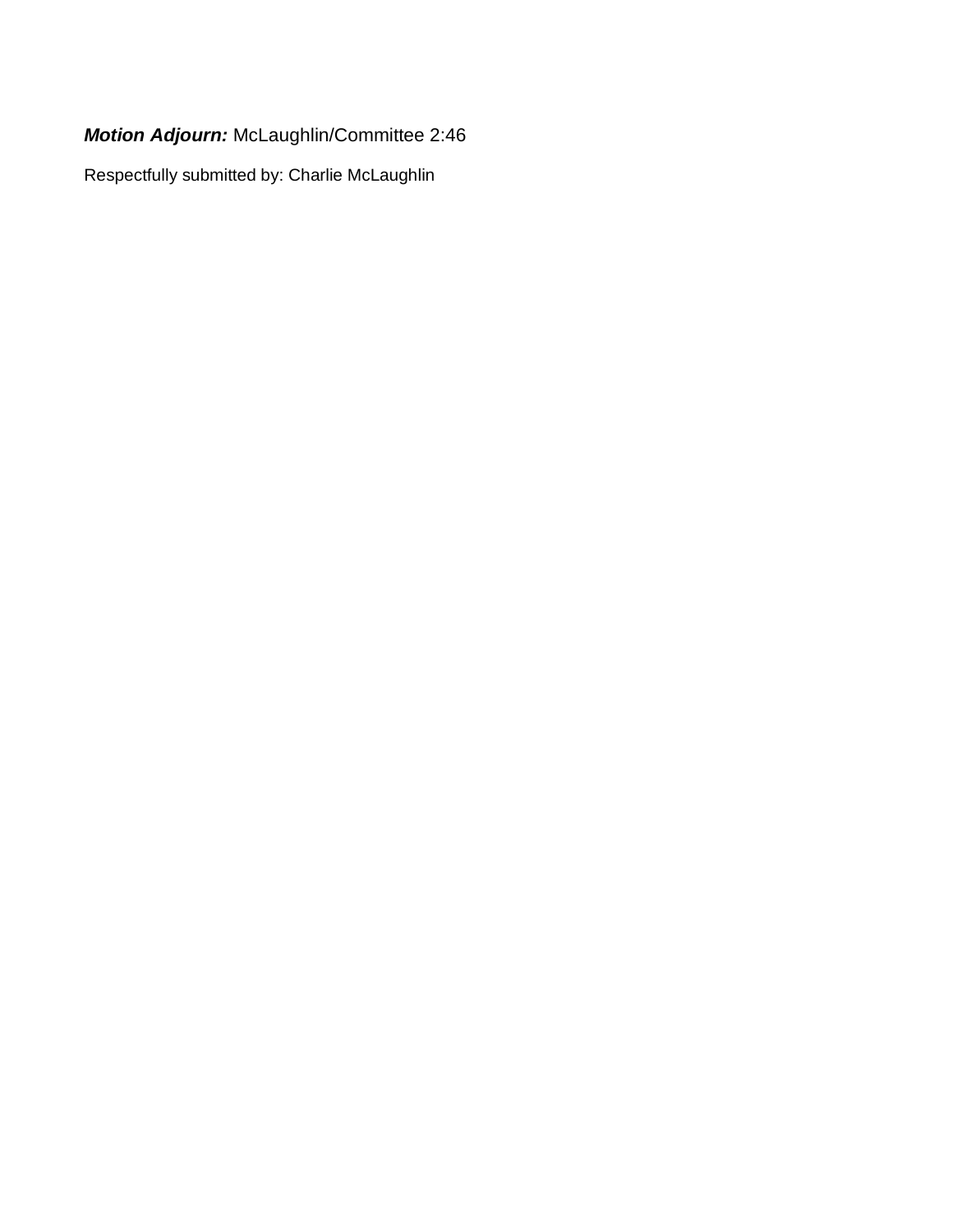***Motion Adjourn:*** McLaughlin/Committee 2:46

Respectfully submitted by: Charlie McLaughlin